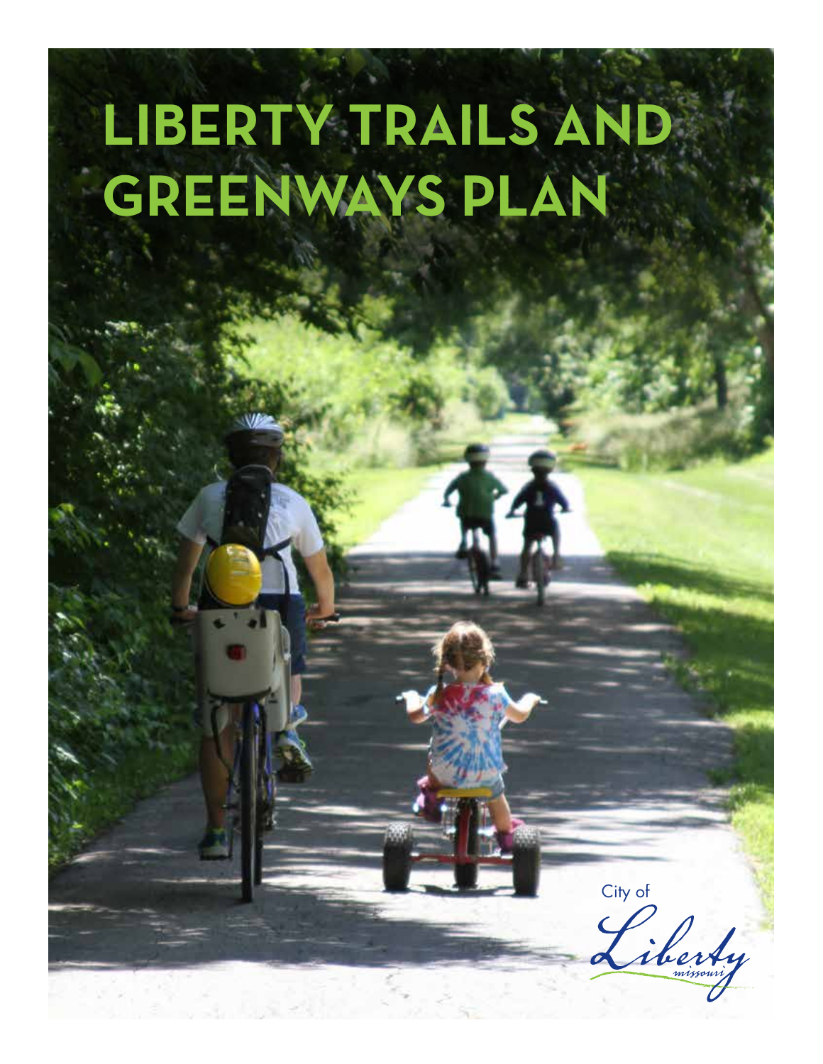# LIBERTY TRAILS AND GREENWAYS PLAN

City of

Liberty

missouri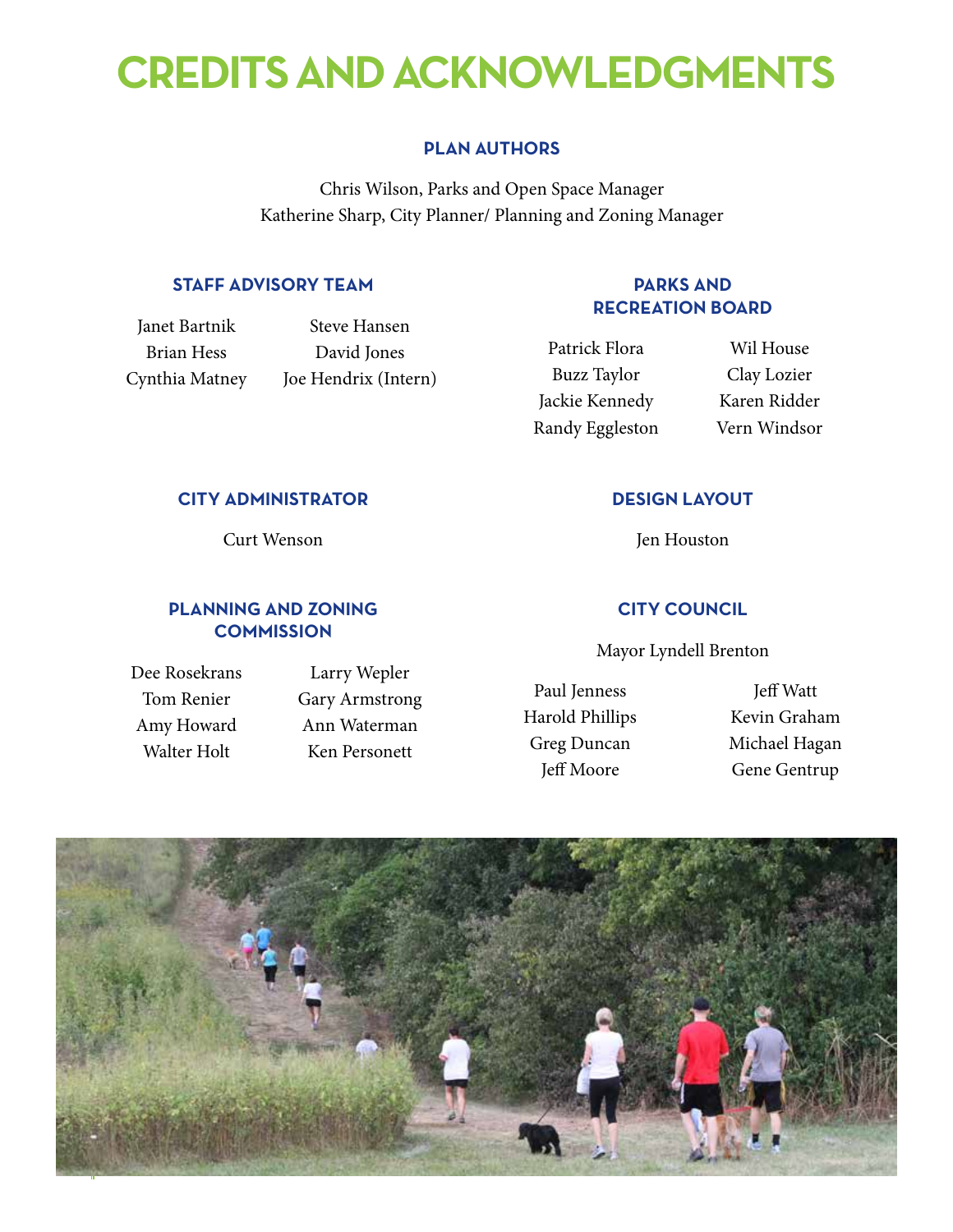# CREDITS AND ACKNOWLEDGMENTS

### PLAN AUTHORS

Chris Wilson, Parks and Open Space Manager
Katherine Sharp, City Planner/ Planning and Zoning Manager

### STAFF ADVISORY TEAM

Janet Bartnik
Brian Hess
Cynthia Matney
Steve Hansen
David Jones
Joe Hendrix (Intern)

### CITY ADMINISTRATOR

Curt Wenson

### PLANNING AND ZONING COMMISSION

Dee Rosekrans
Tom Renier
Amy Howard
Walter Holt
Larry Wepler
Gary Armstrong
Ann Waterman
Ken Personett

### PARKS AND RECREATION BOARD

Patrick Flora
Buzz Taylor
Jackie Kennedy
Randy Eggleston
Wil House
Clay Lozier
Karen Ridder
Vern Windsor

### DESIGN LAYOUT

Jen Houston

### CITY COUNCIL

Mayor Lyndell Brenton

Paul Jenness
Harold Phillips
Greg Duncan
Jeff Moore
Jeff Watt
Kevin Graham
Michael Hagan
Gene Gentrup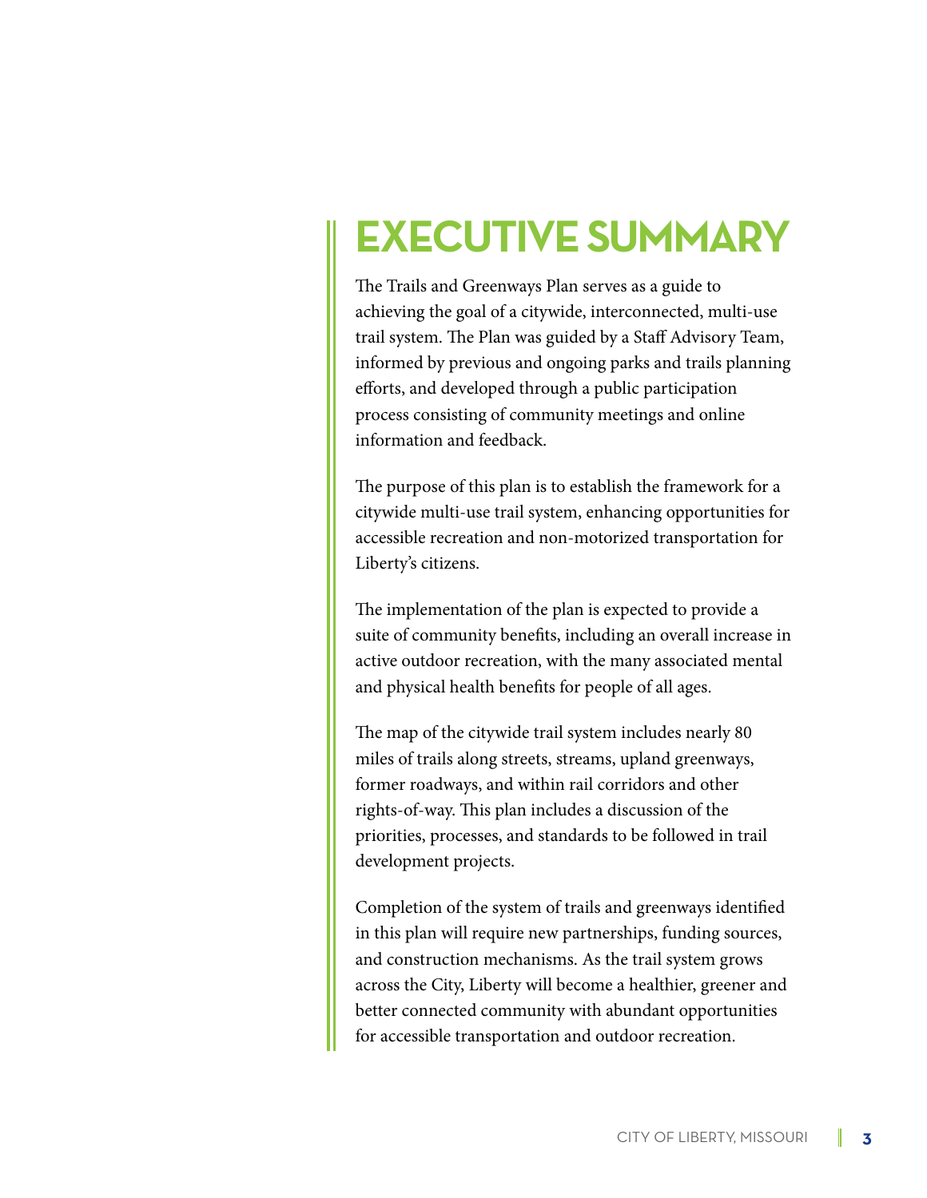# EXECUTIVE SUMMARY

The Trails and Greenways Plan serves as a guide to achieving the goal of a citywide, interconnected, multi-use trail system. The Plan was guided by a Staff Advisory Team, informed by previous and ongoing parks and trails planning efforts, and developed through a public participation process consisting of community meetings and online information and feedback.

The purpose of this plan is to establish the framework for a citywide multi-use trail system, enhancing opportunities for accessible recreation and non-motorized transportation for Liberty's citizens.

The implementation of the plan is expected to provide a suite of community benefits, including an overall increase in active outdoor recreation, with the many associated mental and physical health benefits for people of all ages.

The map of the citywide trail system includes nearly 80 miles of trails along streets, streams, upland greenways, former roadways, and within rail corridors and other rights-of-way. This plan includes a discussion of the priorities, processes, and standards to be followed in trail development projects.

Completion of the system of trails and greenways identified in this plan will require new partnerships, funding sources, and construction mechanisms. As the trail system grows across the City, Liberty will become a healthier, greener and better connected community with abundant opportunities for accessible transportation and outdoor recreation.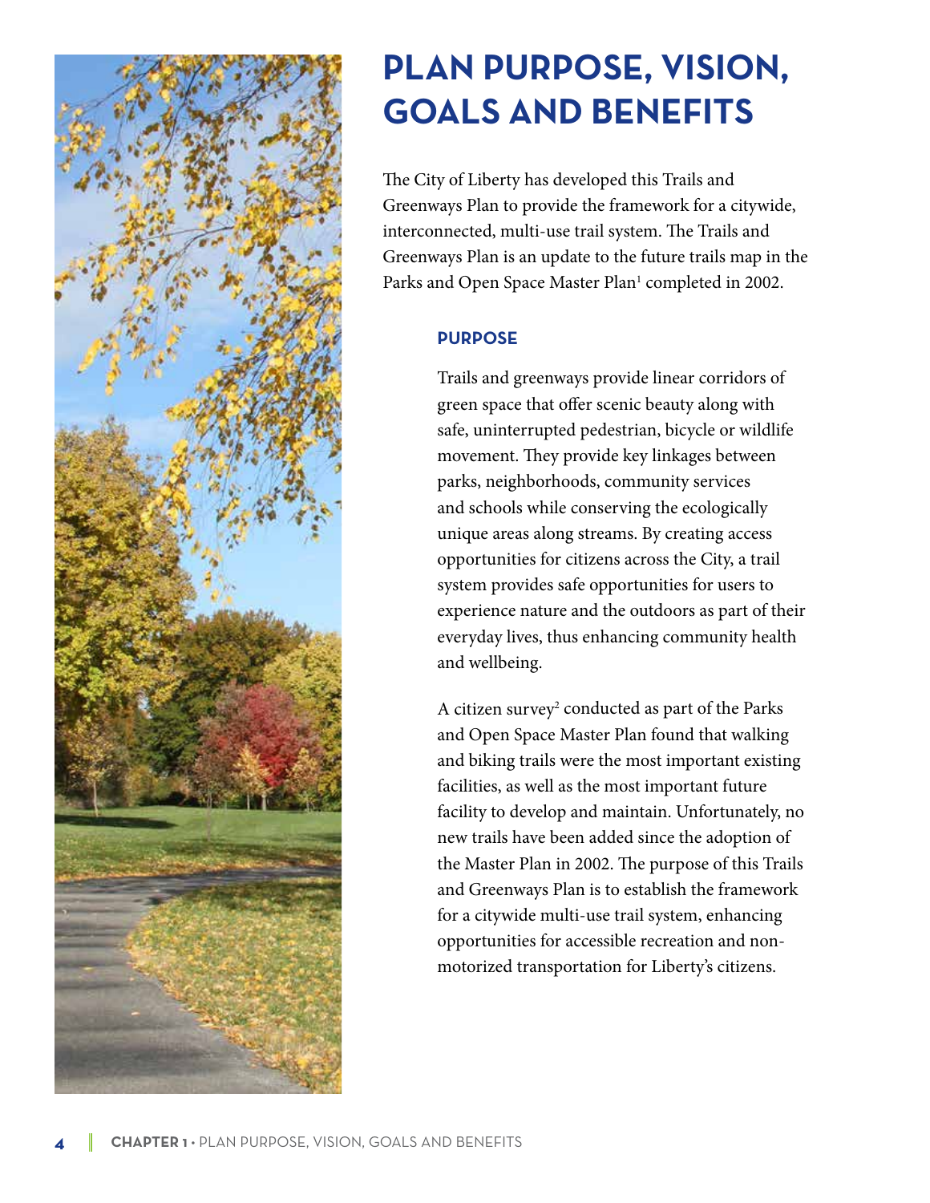# PLAN PURPOSE, VISION, GOALS AND BENEFITS

The City of Liberty has developed this Trails and Greenways Plan to provide the framework for a citywide, interconnected, multi-use trail system. The Trails and Greenways Plan is an update to the future trails map in the Parks and Open Space Master Plan[1] completed in 2002.

## PURPOSE

Trails and greenways provide linear corridors of green space that offer scenic beauty along with safe, uninterrupted pedestrian, bicycle or wildlife movement. They provide key linkages between parks, neighborhoods, community services and schools while conserving the ecologically unique areas along streams. By creating access opportunities for citizens across the City, a trail system provides safe opportunities for users to experience nature and the outdoors as part of their everyday lives, thus enhancing community health and wellbeing.

A citizen survey[2] conducted as part of the Parks and Open Space Master Plan found that walking and biking trails were the most important existing facilities, as well as the most important future facility to develop and maintain. Unfortunately, no new trails have been added since the adoption of the Master Plan in 2002. The purpose of this Trails and Greenways Plan is to establish the framework for a citywide multi-use trail system, enhancing opportunities for accessible recreation and non-motorized transportation for Liberty's citizens.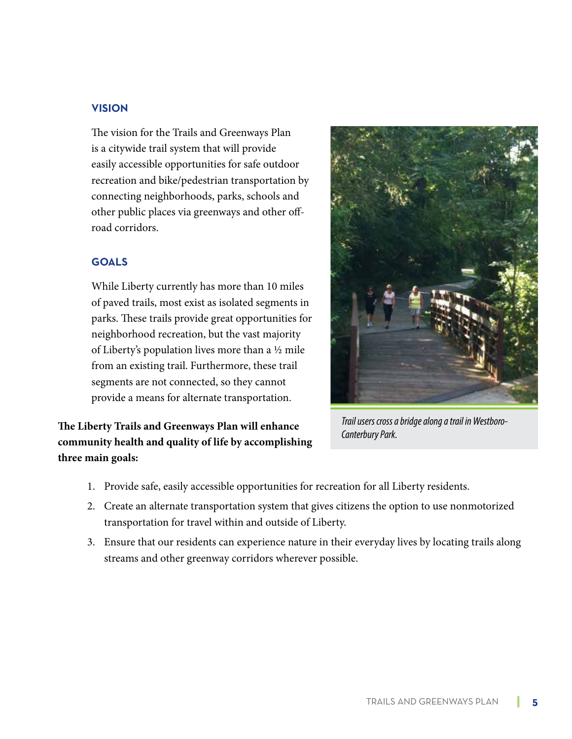## VISION

The vision for the Trails and Greenways Plan is a citywide trail system that will provide easily accessible opportunities for safe outdoor recreation and bike/pedestrian transportation by connecting neighborhoods, parks, schools and other public places via greenways and other off-road corridors.

## GOALS

While Liberty currently has more than 10 miles of paved trails, most exist as isolated segments in parks. These trails provide great opportunities for neighborhood recreation, but the vast majority of Liberty's population lives more than a ½ mile from an existing trail. Furthermore, these trail segments are not connected, so they cannot provide a means for alternate transportation.

*Trail users cross a bridge along a trail in Westboro-Canterbury Park.*

**The Liberty Trails and Greenways Plan will enhance community health and quality of life by accomplishing three main goals:**

1. Provide safe, easily accessible opportunities for recreation for all Liberty residents.
2. Create an alternate transportation system that gives citizens the option to use nonmotorized transportation for travel within and outside of Liberty.
3. Ensure that our residents can experience nature in their everyday lives by locating trails along streams and other greenway corridors wherever possible.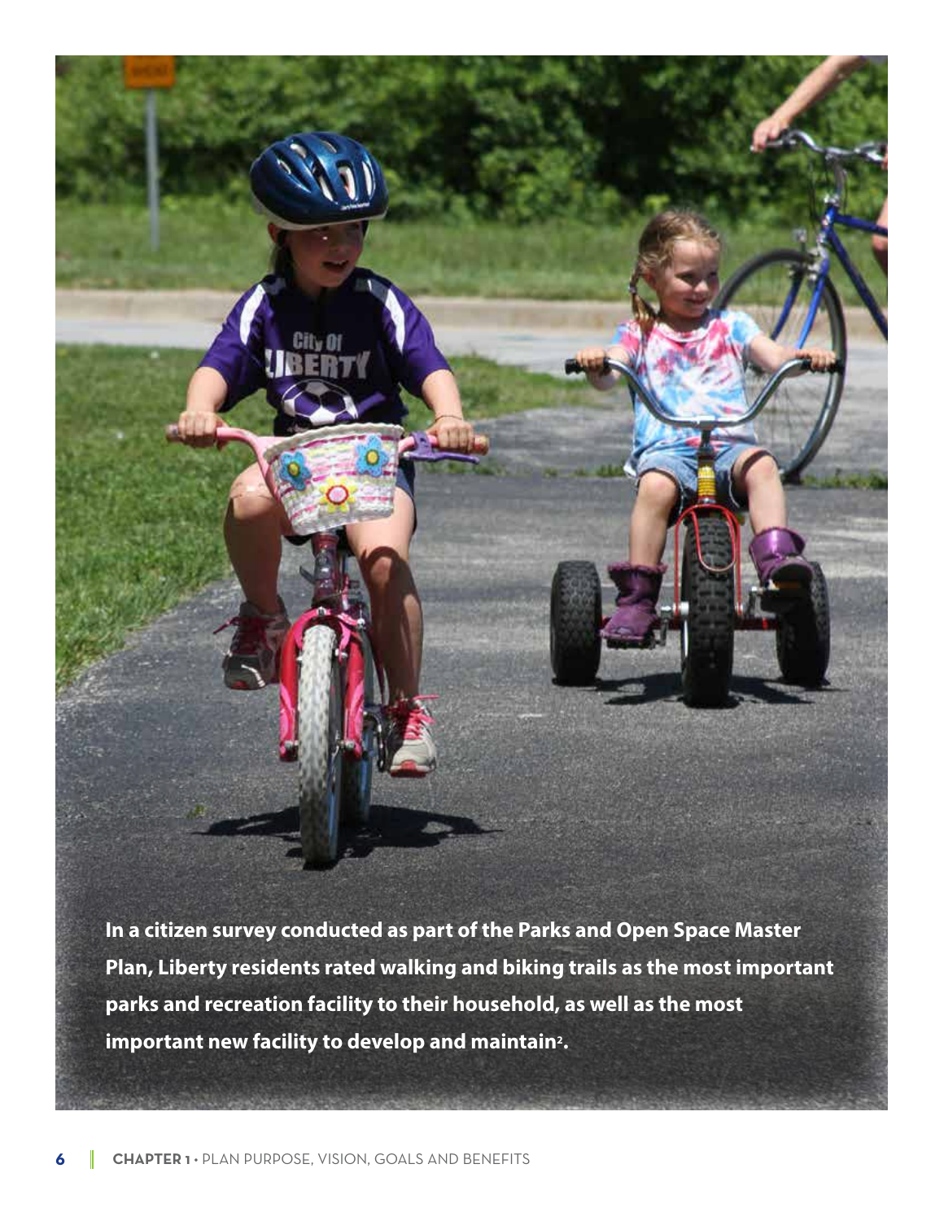**In a citizen survey conducted as part of the Parks and Open Space Master Plan, Liberty residents rated walking and biking trails as the most important parks and recreation facility to their household, as well as the most important new facility to develop and maintain[2].**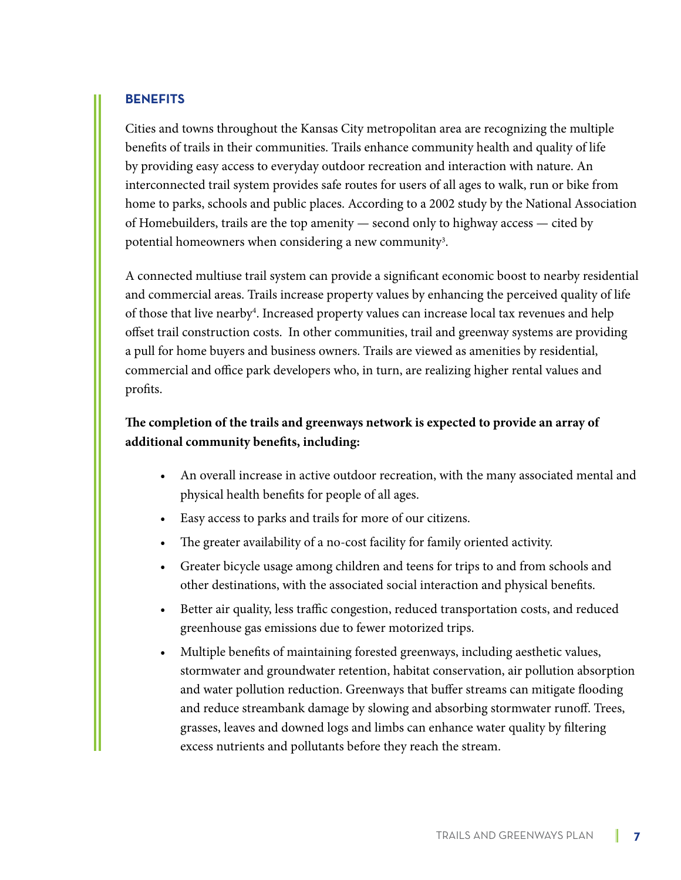## BENEFITS

Cities and towns throughout the Kansas City metropolitan area are recognizing the multiple benefits of trails in their communities. Trails enhance community health and quality of life by providing easy access to everyday outdoor recreation and interaction with nature. An interconnected trail system provides safe routes for users of all ages to walk, run or bike from home to parks, schools and public places. According to a 2002 study by the National Association of Homebuilders, trails are the top amenity — second only to highway access — cited by potential homeowners when considering a new community[3].

A connected multiuse trail system can provide a significant economic boost to nearby residential and commercial areas. Trails increase property values by enhancing the perceived quality of life of those that live nearby[4]. Increased property values can increase local tax revenues and help offset trail construction costs. In other communities, trail and greenway systems are providing a pull for home buyers and business owners. Trails are viewed as amenities by residential, commercial and office park developers who, in turn, are realizing higher rental values and profits.

**The completion of the trails and greenways network is expected to provide an array of additional community benefits, including:**

- An overall increase in active outdoor recreation, with the many associated mental and physical health benefits for people of all ages.
- Easy access to parks and trails for more of our citizens.
- The greater availability of a no-cost facility for family oriented activity.
- Greater bicycle usage among children and teens for trips to and from schools and other destinations, with the associated social interaction and physical benefits.
- Better air quality, less traffic congestion, reduced transportation costs, and reduced greenhouse gas emissions due to fewer motorized trips.
- Multiple benefits of maintaining forested greenways, including aesthetic values, stormwater and groundwater retention, habitat conservation, air pollution absorption and water pollution reduction. Greenways that buffer streams can mitigate flooding and reduce streambank damage by slowing and absorbing stormwater runoff. Trees, grasses, leaves and downed logs and limbs can enhance water quality by filtering excess nutrients and pollutants before they reach the stream.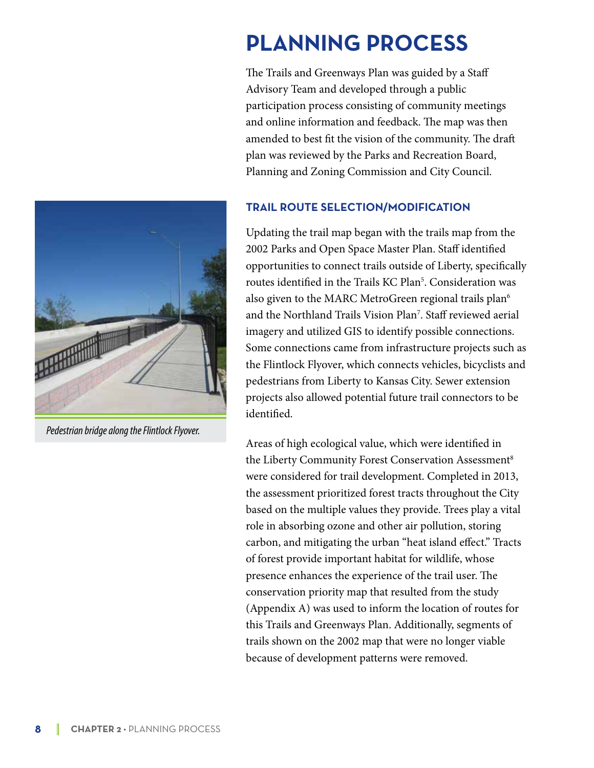# PLANNING PROCESS

The Trails and Greenways Plan was guided by a Staff Advisory Team and developed through a public participation process consisting of community meetings and online information and feedback. The map was then amended to best fit the vision of the community. The draft plan was reviewed by the Parks and Recreation Board, Planning and Zoning Commission and City Council.

*Pedestrian bridge along the Flintlock Flyover.*

## TRAIL ROUTE SELECTION/MODIFICATION

Updating the trail map began with the trails map from the 2002 Parks and Open Space Master Plan. Staff identified opportunities to connect trails outside of Liberty, specifically routes identified in the Trails KC Plan[5]. Consideration was also given to the MARC MetroGreen regional trails plan[6] and the Northland Trails Vision Plan[7]. Staff reviewed aerial imagery and utilized GIS to identify possible connections. Some connections came from infrastructure projects such as the Flintlock Flyover, which connects vehicles, bicyclists and pedestrians from Liberty to Kansas City. Sewer extension projects also allowed potential future trail connectors to be identified.

Areas of high ecological value, which were identified in the Liberty Community Forest Conservation Assessment[8] were considered for trail development. Completed in 2013, the assessment prioritized forest tracts throughout the City based on the multiple values they provide. Trees play a vital role in absorbing ozone and other air pollution, storing carbon, and mitigating the urban "heat island effect." Tracts of forest provide important habitat for wildlife, whose presence enhances the experience of the trail user. The conservation priority map that resulted from the study (Appendix A) was used to inform the location of routes for this Trails and Greenways Plan. Additionally, segments of trails shown on the 2002 map that were no longer viable because of development patterns were removed.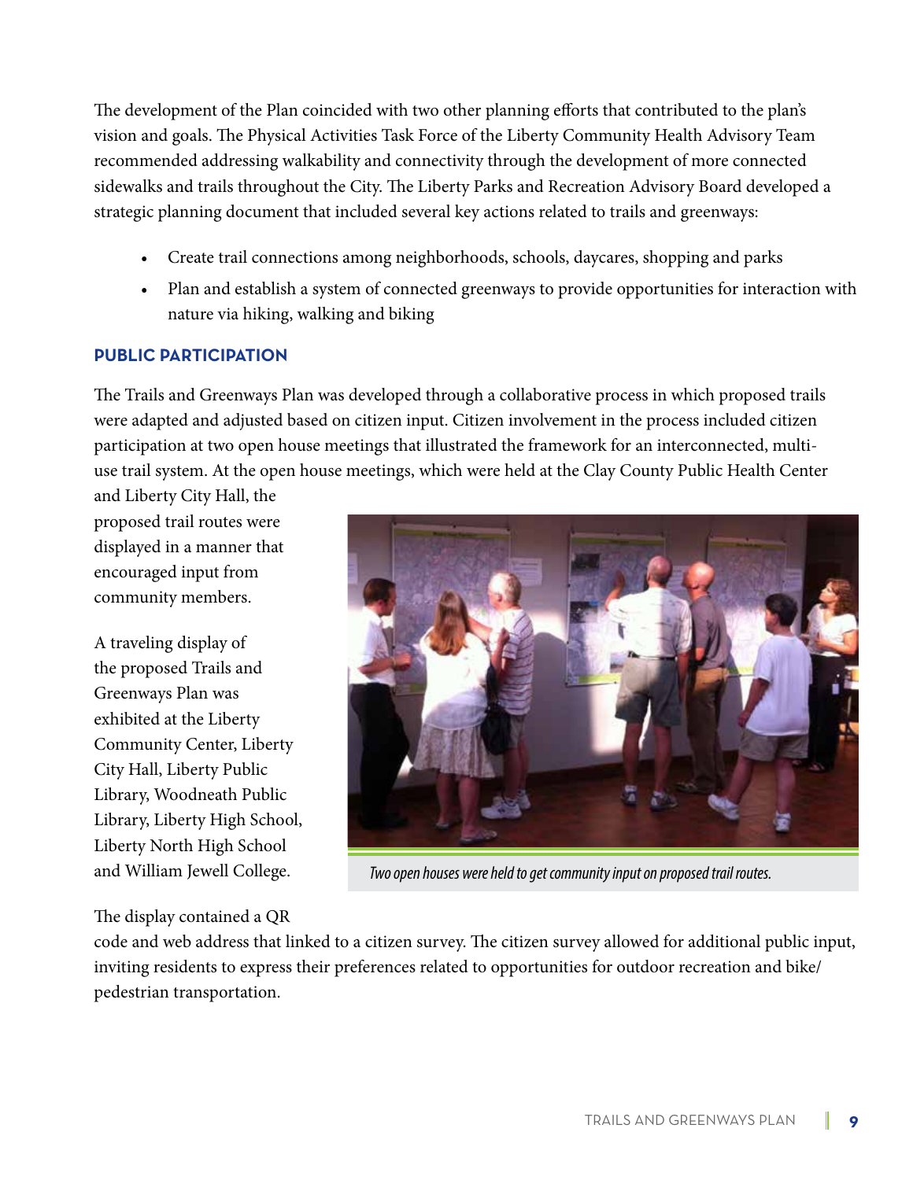The development of the Plan coincided with two other planning efforts that contributed to the plan's vision and goals. The Physical Activities Task Force of the Liberty Community Health Advisory Team recommended addressing walkability and connectivity through the development of more connected sidewalks and trails throughout the City. The Liberty Parks and Recreation Advisory Board developed a strategic planning document that included several key actions related to trails and greenways:

- Create trail connections among neighborhoods, schools, daycares, shopping and parks
- Plan and establish a system of connected greenways to provide opportunities for interaction with nature via hiking, walking and biking

## PUBLIC PARTICIPATION

The Trails and Greenways Plan was developed through a collaborative process in which proposed trails were adapted and adjusted based on citizen input. Citizen involvement in the process included citizen participation at two open house meetings that illustrated the framework for an interconnected, multi-use trail system. At the open house meetings, which were held at the Clay County Public Health Center and Liberty City Hall, the proposed trail routes were displayed in a manner that encouraged input from community members.

A traveling display of the proposed Trails and Greenways Plan was exhibited at the Liberty Community Center, Liberty City Hall, Liberty Public Library, Woodneath Public Library, Liberty High School, Liberty North High School and William Jewell College.

*Two open houses were held to get community input on proposed trail routes.*

The display contained a QR code and web address that linked to a citizen survey. The citizen survey allowed for additional public input, inviting residents to express their preferences related to opportunities for outdoor recreation and bike/pedestrian transportation.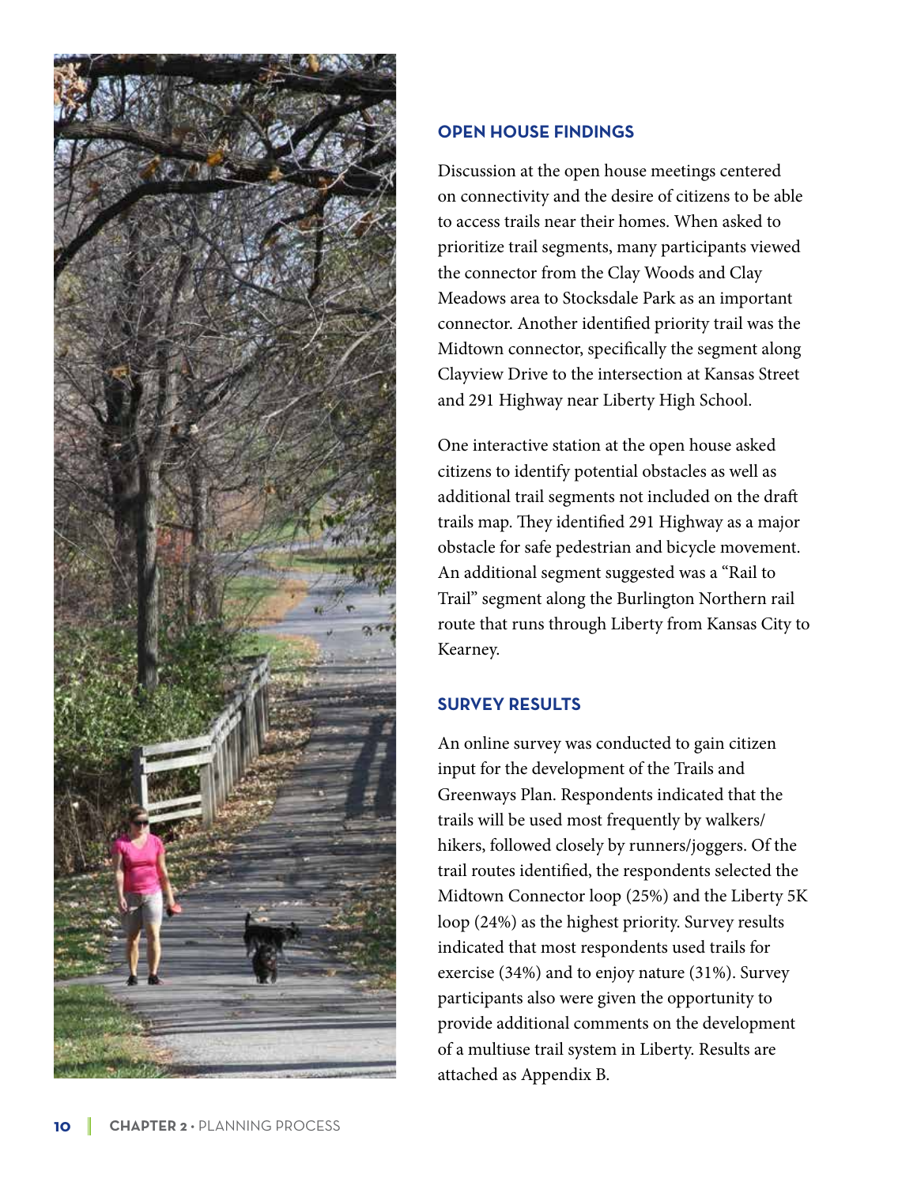## OPEN HOUSE FINDINGS

Discussion at the open house meetings centered on connectivity and the desire of citizens to be able to access trails near their homes. When asked to prioritize trail segments, many participants viewed the connector from the Clay Woods and Clay Meadows area to Stocksdale Park as an important connector. Another identified priority trail was the Midtown connector, specifically the segment along Clayview Drive to the intersection at Kansas Street and 291 Highway near Liberty High School.

One interactive station at the open house asked citizens to identify potential obstacles as well as additional trail segments not included on the draft trails map. They identified 291 Highway as a major obstacle for safe pedestrian and bicycle movement. An additional segment suggested was a "Rail to Trail" segment along the Burlington Northern rail route that runs through Liberty from Kansas City to Kearney.

## SURVEY RESULTS

An online survey was conducted to gain citizen input for the development of the Trails and Greenways Plan. Respondents indicated that the trails will be used most frequently by walkers/hikers, followed closely by runners/joggers. Of the trail routes identified, the respondents selected the Midtown Connector loop (25%) and the Liberty 5K loop (24%) as the highest priority. Survey results indicated that most respondents used trails for exercise (34%) and to enjoy nature (31%). Survey participants also were given the opportunity to provide additional comments on the development of a multiuse trail system in Liberty. Results are attached as Appendix B.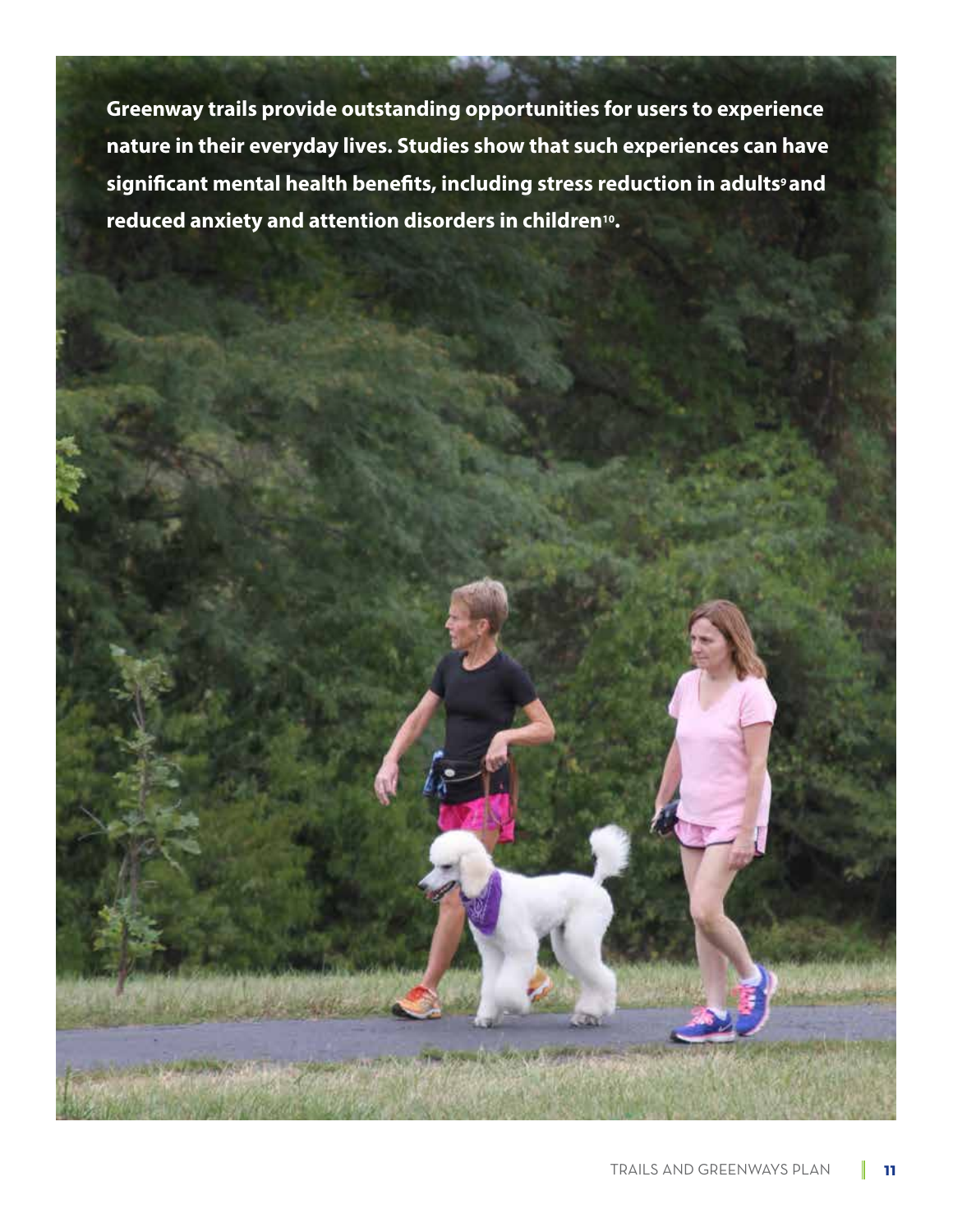**Greenway trails provide outstanding opportunities for users to experience nature in their everyday lives. Studies show that such experiences can have significant mental health benefits, including stress reduction in adults[9] and reduced anxiety and attention disorders in children[10].**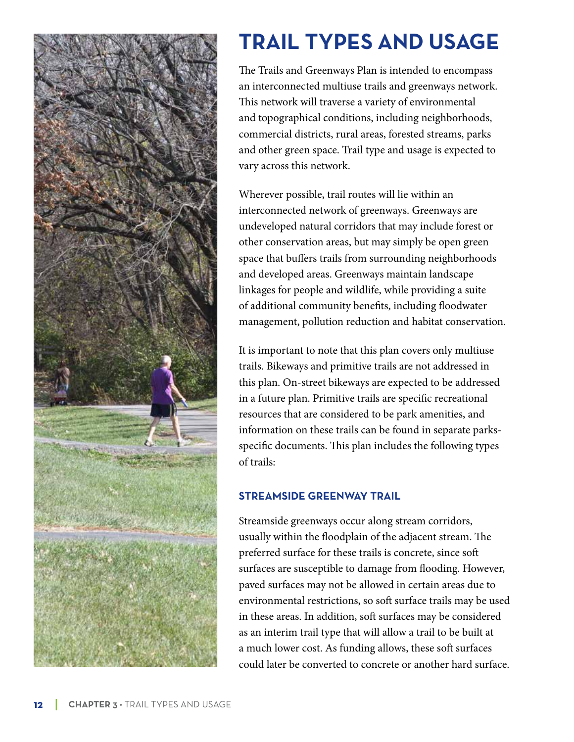# TRAIL TYPES AND USAGE

The Trails and Greenways Plan is intended to encompass an interconnected multiuse trails and greenways network. This network will traverse a variety of environmental and topographical conditions, including neighborhoods, commercial districts, rural areas, forested streams, parks and other green space. Trail type and usage is expected to vary across this network.

Wherever possible, trail routes will lie within an interconnected network of greenways. Greenways are undeveloped natural corridors that may include forest or other conservation areas, but may simply be open green space that buffers trails from surrounding neighborhoods and developed areas. Greenways maintain landscape linkages for people and wildlife, while providing a suite of additional community benefits, including floodwater management, pollution reduction and habitat conservation.

It is important to note that this plan covers only multiuse trails. Bikeways and primitive trails are not addressed in this plan. On-street bikeways are expected to be addressed in a future plan. Primitive trails are specific recreational resources that are considered to be park amenities, and information on these trails can be found in separate parks-specific documents. This plan includes the following types of trails:

### STREAMSIDE GREENWAY TRAIL

Streamside greenways occur along stream corridors, usually within the floodplain of the adjacent stream. The preferred surface for these trails is concrete, since soft surfaces are susceptible to damage from flooding. However, paved surfaces may not be allowed in certain areas due to environmental restrictions, so soft surface trails may be used in these areas. In addition, soft surfaces may be considered as an interim trail type that will allow a trail to be built at a much lower cost. As funding allows, these soft surfaces could later be converted to concrete or another hard surface.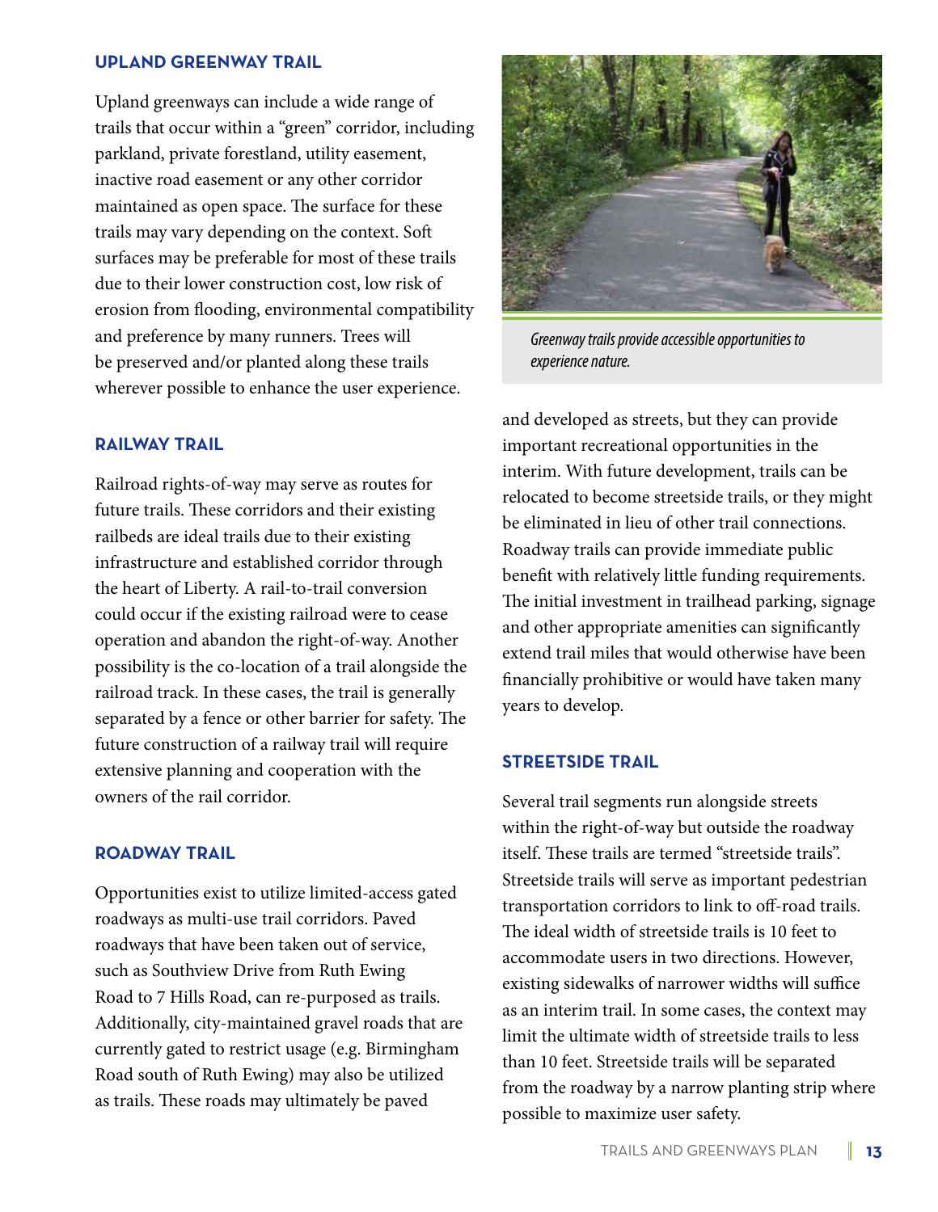## UPLAND GREENWAY TRAIL

Upland greenways can include a wide range of trails that occur within a "green" corridor, including parkland, private forestland, utility easement, inactive road easement or any other corridor maintained as open space. The surface for these trails may vary depending on the context. Soft surfaces may be preferable for most of these trails due to their lower construction cost, low risk of erosion from flooding, environmental compatibility and preference by many runners. Trees will be preserved and/or planted along these trails wherever possible to enhance the user experience.

*Greenway trails provide accessible opportunities to experience nature.*

## RAILWAY TRAIL

Railroad rights-of-way may serve as routes for future trails. These corridors and their existing railbeds are ideal trails due to their existing infrastructure and established corridor through the heart of Liberty. A rail-to-trail conversion could occur if the existing railroad were to cease operation and abandon the right-of-way. Another possibility is the co-location of a trail alongside the railroad track. In these cases, the trail is generally separated by a fence or other barrier for safety. The future construction of a railway trail will require extensive planning and cooperation with the owners of the rail corridor.

## ROADWAY TRAIL

Opportunities exist to utilize limited-access gated roadways as multi-use trail corridors. Paved roadways that have been taken out of service, such as Southview Drive from Ruth Ewing Road to 7 Hills Road, can re-purposed as trails. Additionally, city-maintained gravel roads that are currently gated to restrict usage (e.g. Birmingham Road south of Ruth Ewing) may also be utilized as trails. These roads may ultimately be paved and developed as streets, but they can provide important recreational opportunities in the interim. With future development, trails can be relocated to become streetside trails, or they might be eliminated in lieu of other trail connections. Roadway trails can provide immediate public benefit with relatively little funding requirements. The initial investment in trailhead parking, signage and other appropriate amenities can significantly extend trail miles that would otherwise have been financially prohibitive or would have taken many years to develop.

## STREETSIDE TRAIL

Several trail segments run alongside streets within the right-of-way but outside the roadway itself. These trails are termed "streetside trails". Streetside trails will serve as important pedestrian transportation corridors to link to off-road trails. The ideal width of streetside trails is 10 feet to accommodate users in two directions. However, existing sidewalks of narrower widths will suffice as an interim trail. In some cases, the context may limit the ultimate width of streetside trails to less than 10 feet. Streetside trails will be separated from the roadway by a narrow planting strip where possible to maximize user safety.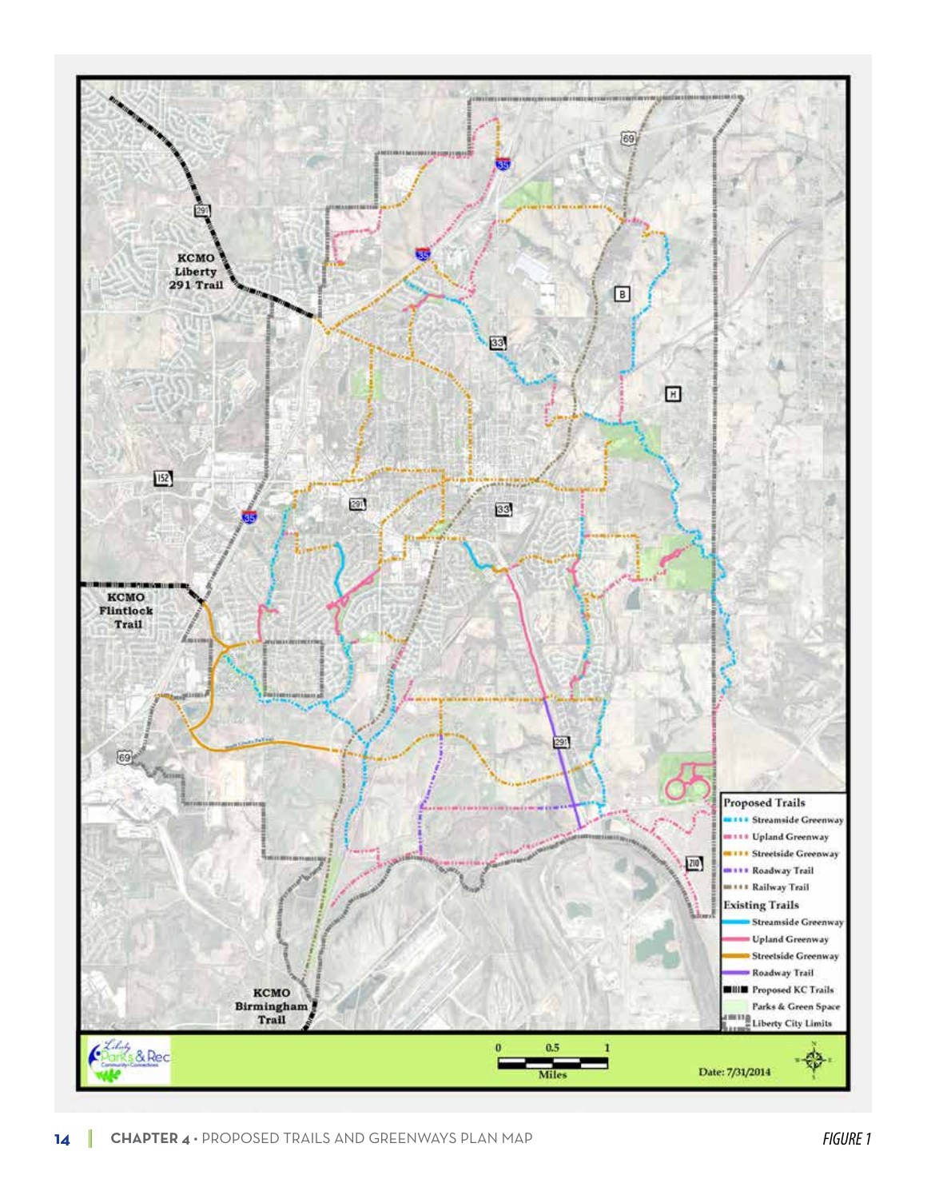KCMO Liberty 291 Trail

KCMO Flintlock Trail

KCMO Birmingham Trail

**Proposed Trails**

- Streamside Greenway
- Upland Greenway
- Streetside Greenway
- Roadway Trail
- Railway Trail

**Existing Trails**

- Streamside Greenway
- Upland Greenway
- Streetside Greenway
- Roadway Trail
- Proposed KC Trails
- Parks & Green Space
- Liberty City Limits

Liberty Parks & Rec Community Connections

0 0.5 1 Miles

Date: 7/31/2014

**CHAPTER 4** • PROPOSED TRAILS AND GREENWAYS PLAN MAP

*FIGURE 1*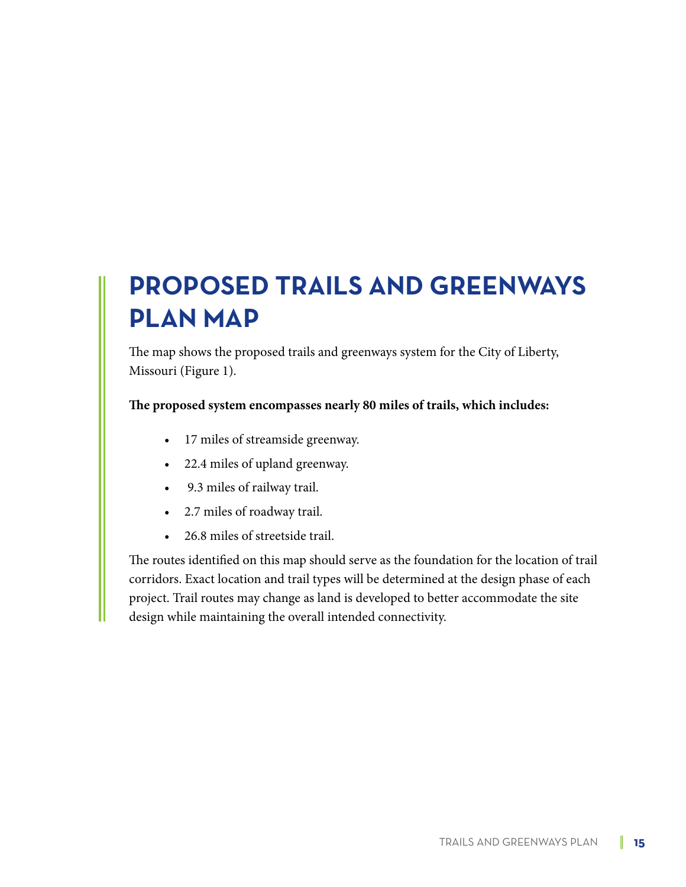# PROPOSED TRAILS AND GREENWAYS PLAN MAP

The map shows the proposed trails and greenways system for the City of Liberty, Missouri (Figure 1).

**The proposed system encompasses nearly 80 miles of trails, which includes:**

- 17 miles of streamside greenway.
- 22.4 miles of upland greenway.
- 9.3 miles of railway trail.
- 2.7 miles of roadway trail.
- 26.8 miles of streetside trail.

The routes identified on this map should serve as the foundation for the location of trail corridors. Exact location and trail types will be determined at the design phase of each project. Trail routes may change as land is developed to better accommodate the site design while maintaining the overall intended connectivity.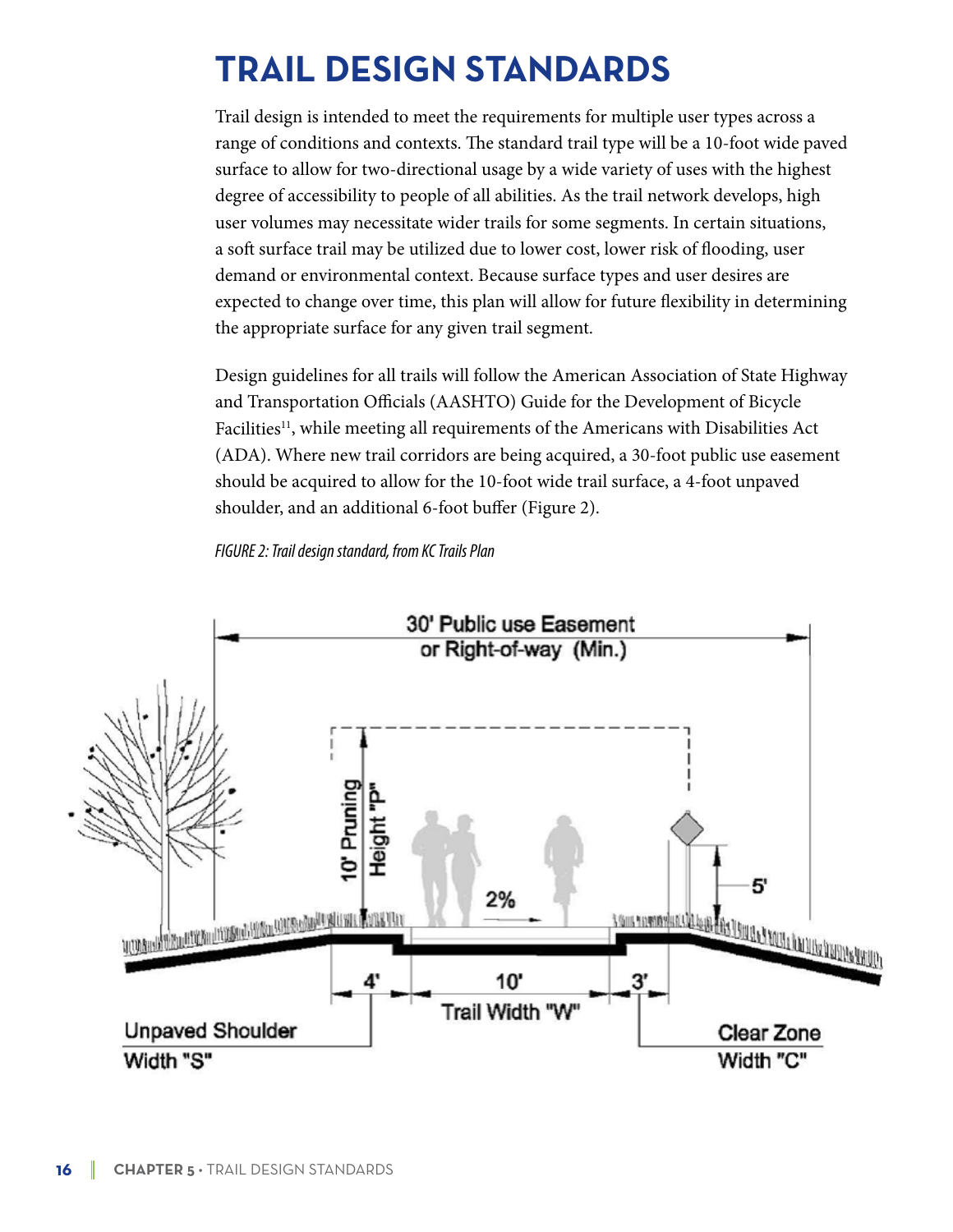# TRAIL DESIGN STANDARDS

Trail design is intended to meet the requirements for multiple user types across a range of conditions and contexts. The standard trail type will be a 10-foot wide paved surface to allow for two-directional usage by a wide variety of uses with the highest degree of accessibility to people of all abilities. As the trail network develops, high user volumes may necessitate wider trails for some segments. In certain situations, a soft surface trail may be utilized due to lower cost, lower risk of flooding, user demand or environmental context. Because surface types and user desires are expected to change over time, this plan will allow for future flexibility in determining the appropriate surface for any given trail segment.

Design guidelines for all trails will follow the American Association of State Highway and Transportation Officials (AASHTO) Guide for the Development of Bicycle Facilities[11], while meeting all requirements of the Americans with Disabilities Act (ADA). Where new trail corridors are being acquired, a 30-foot public use easement should be acquired to allow for the 10-foot wide trail surface, a 4-foot unpaved shoulder, and an additional 6-foot buffer (Figure 2).

*FIGURE 2: Trail design standard, from KC Trails Plan*

30' Public use Easement or Right-of-way (Min.)

10' Pruning Height "P"

2%

5'

4' | 10' Trail Width "W" | 3'

Unpaved Shoulder Width "S"

Clear Zone Width "C"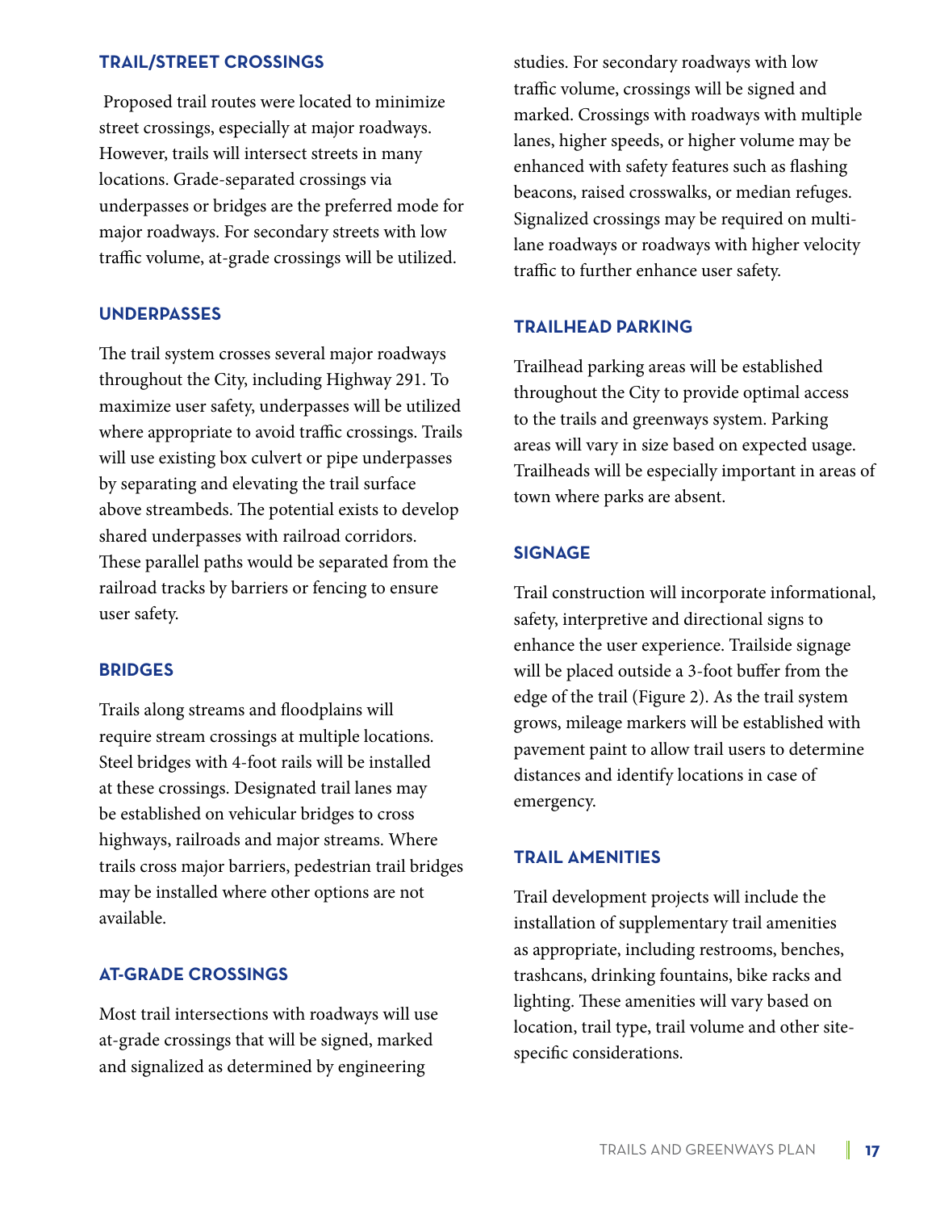## TRAIL/STREET CROSSINGS

Proposed trail routes were located to minimize street crossings, especially at major roadways. However, trails will intersect streets in many locations. Grade-separated crossings via underpasses or bridges are the preferred mode for major roadways. For secondary streets with low traffic volume, at-grade crossings will be utilized.

## UNDERPASSES

The trail system crosses several major roadways throughout the City, including Highway 291. To maximize user safety, underpasses will be utilized where appropriate to avoid traffic crossings. Trails will use existing box culvert or pipe underpasses by separating and elevating the trail surface above streambeds. The potential exists to develop shared underpasses with railroad corridors. These parallel paths would be separated from the railroad tracks by barriers or fencing to ensure user safety.

## BRIDGES

Trails along streams and floodplains will require stream crossings at multiple locations. Steel bridges with 4-foot rails will be installed at these crossings. Designated trail lanes may be established on vehicular bridges to cross highways, railroads and major streams. Where trails cross major barriers, pedestrian trail bridges may be installed where other options are not available.

## AT-GRADE CROSSINGS

Most trail intersections with roadways will use at-grade crossings that will be signed, marked and signalized as determined by engineering studies. For secondary roadways with low traffic volume, crossings will be signed and marked. Crossings with roadways with multiple lanes, higher speeds, or higher volume may be enhanced with safety features such as flashing beacons, raised crosswalks, or median refuges. Signalized crossings may be required on multi-lane roadways or roadways with higher velocity traffic to further enhance user safety.

## TRAILHEAD PARKING

Trailhead parking areas will be established throughout the City to provide optimal access to the trails and greenways system. Parking areas will vary in size based on expected usage. Trailheads will be especially important in areas of town where parks are absent.

## SIGNAGE

Trail construction will incorporate informational, safety, interpretive and directional signs to enhance the user experience. Trailside signage will be placed outside a 3-foot buffer from the edge of the trail (Figure 2). As the trail system grows, mileage markers will be established with pavement paint to allow trail users to determine distances and identify locations in case of emergency.

## TRAIL AMENITIES

Trail development projects will include the installation of supplementary trail amenities as appropriate, including restrooms, benches, trashcans, drinking fountains, bike racks and lighting. These amenities will vary based on location, trail type, trail volume and other site-specific considerations.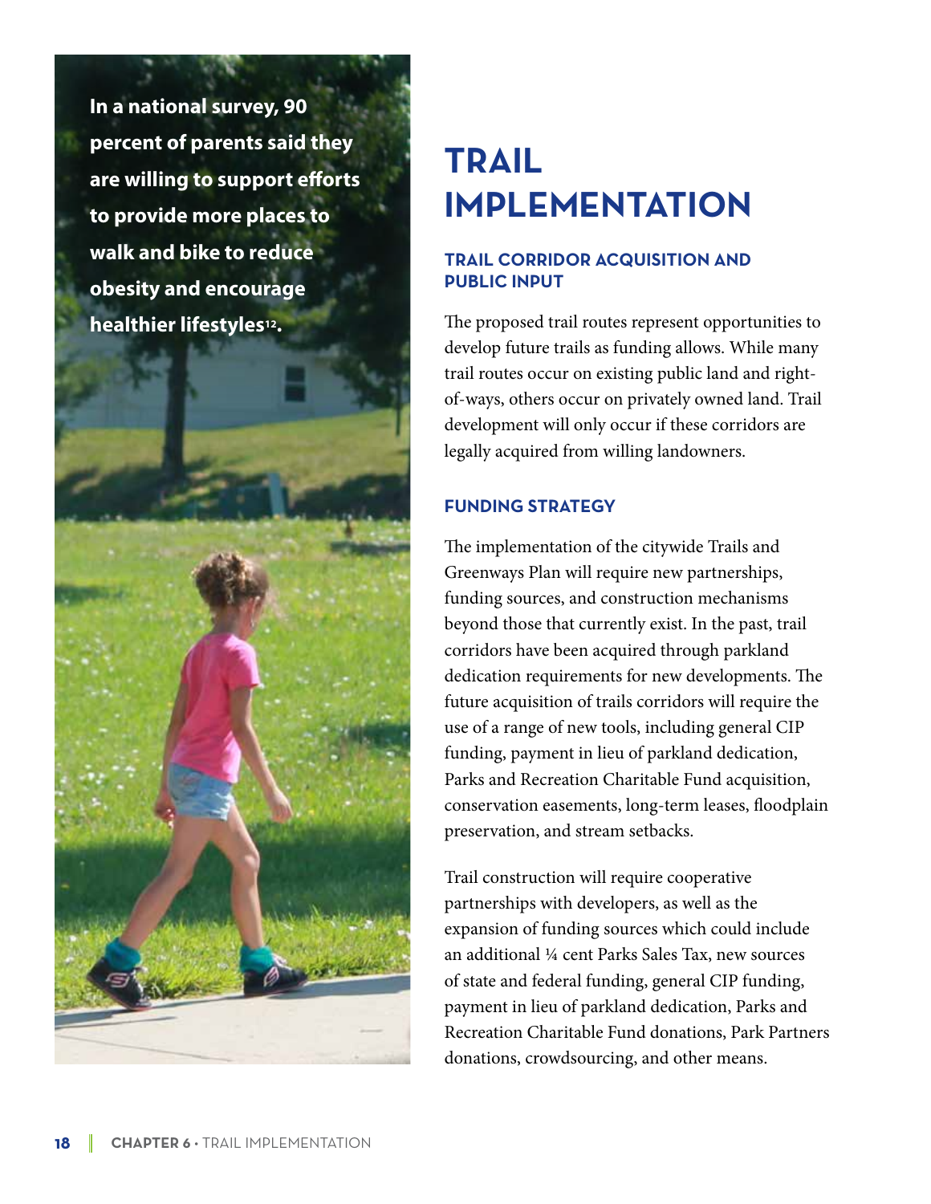**In a national survey, 90 percent of parents said they are willing to support efforts to provide more places to walk and bike to reduce obesity and encourage healthier lifestyles[12].**

# TRAIL IMPLEMENTATION

## TRAIL CORRIDOR ACQUISITION AND PUBLIC INPUT

The proposed trail routes represent opportunities to develop future trails as funding allows. While many trail routes occur on existing public land and right-of-ways, others occur on privately owned land. Trail development will only occur if these corridors are legally acquired from willing landowners.

## FUNDING STRATEGY

The implementation of the citywide Trails and Greenways Plan will require new partnerships, funding sources, and construction mechanisms beyond those that currently exist. In the past, trail corridors have been acquired through parkland dedication requirements for new developments. The future acquisition of trails corridors will require the use of a range of new tools, including general CIP funding, payment in lieu of parkland dedication, Parks and Recreation Charitable Fund acquisition, conservation easements, long-term leases, floodplain preservation, and stream setbacks.

Trail construction will require cooperative partnerships with developers, as well as the expansion of funding sources which could include an additional ¼ cent Parks Sales Tax, new sources of state and federal funding, general CIP funding, payment in lieu of parkland dedication, Parks and Recreation Charitable Fund donations, Park Partners donations, crowdsourcing, and other means.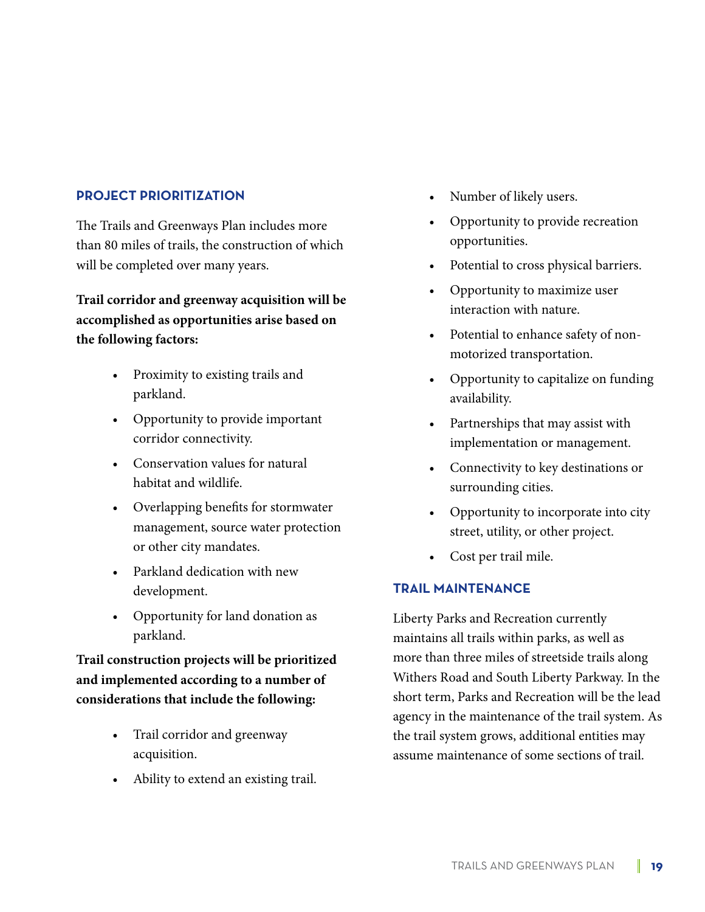## PROJECT PRIORITIZATION

The Trails and Greenways Plan includes more than 80 miles of trails, the construction of which will be completed over many years.

**Trail corridor and greenway acquisition will be accomplished as opportunities arise based on the following factors:**

- Proximity to existing trails and parkland.
- Opportunity to provide important corridor connectivity.
- Conservation values for natural habitat and wildlife.
- Overlapping benefits for stormwater management, source water protection or other city mandates.
- Parkland dedication with new development.
- Opportunity for land donation as parkland.

**Trail construction projects will be prioritized and implemented according to a number of considerations that include the following:**

- Trail corridor and greenway acquisition.
- Ability to extend an existing trail.
- Number of likely users.
- Opportunity to provide recreation opportunities.
- Potential to cross physical barriers.
- Opportunity to maximize user interaction with nature.
- Potential to enhance safety of non-motorized transportation.
- Opportunity to capitalize on funding availability.
- Partnerships that may assist with implementation or management.
- Connectivity to key destinations or surrounding cities.
- Opportunity to incorporate into city street, utility, or other project.
- Cost per trail mile.

## TRAIL MAINTENANCE

Liberty Parks and Recreation currently maintains all trails within parks, as well as more than three miles of streetside trails along Withers Road and South Liberty Parkway. In the short term, Parks and Recreation will be the lead agency in the maintenance of the trail system. As the trail system grows, additional entities may assume maintenance of some sections of trail.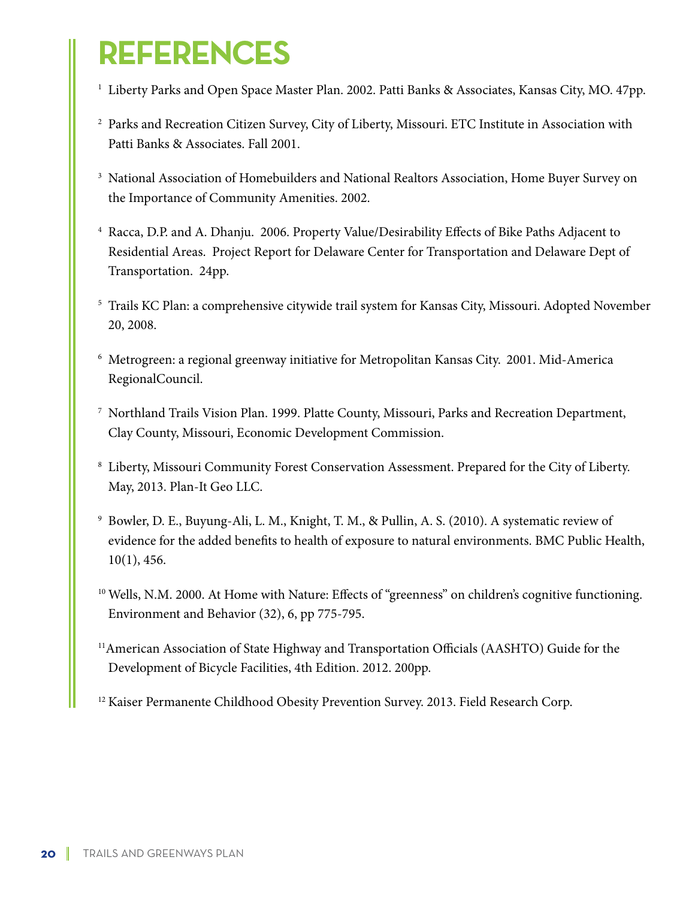# REFERENCES

[1] Liberty Parks and Open Space Master Plan. 2002. Patti Banks & Associates, Kansas City, MO. 47pp.

[2] Parks and Recreation Citizen Survey, City of Liberty, Missouri. ETC Institute in Association with Patti Banks & Associates. Fall 2001.

[3] National Association of Homebuilders and National Realtors Association, Home Buyer Survey on the Importance of Community Amenities. 2002.

[4] Racca, D.P. and A. Dhanju. 2006. Property Value/Desirability Effects of Bike Paths Adjacent to Residential Areas. Project Report for Delaware Center for Transportation and Delaware Dept of Transportation. 24pp.

[5] Trails KC Plan: a comprehensive citywide trail system for Kansas City, Missouri. Adopted November 20, 2008.

[6] Metrogreen: a regional greenway initiative for Metropolitan Kansas City. 2001. Mid-America RegionalCouncil.

[7] Northland Trails Vision Plan. 1999. Platte County, Missouri, Parks and Recreation Department, Clay County, Missouri, Economic Development Commission.

[8] Liberty, Missouri Community Forest Conservation Assessment. Prepared for the City of Liberty. May, 2013. Plan-It Geo LLC.

[9] Bowler, D. E., Buyung-Ali, L. M., Knight, T. M., & Pullin, A. S. (2010). A systematic review of evidence for the added benefits to health of exposure to natural environments. BMC Public Health, 10(1), 456.

[10] Wells, N.M. 2000. At Home with Nature: Effects of "greenness" on children's cognitive functioning. Environment and Behavior (32), 6, pp 775-795.

[11] American Association of State Highway and Transportation Officials (AASHTO) Guide for the Development of Bicycle Facilities, 4th Edition. 2012. 200pp.

[12] Kaiser Permanente Childhood Obesity Prevention Survey. 2013. Field Research Corp.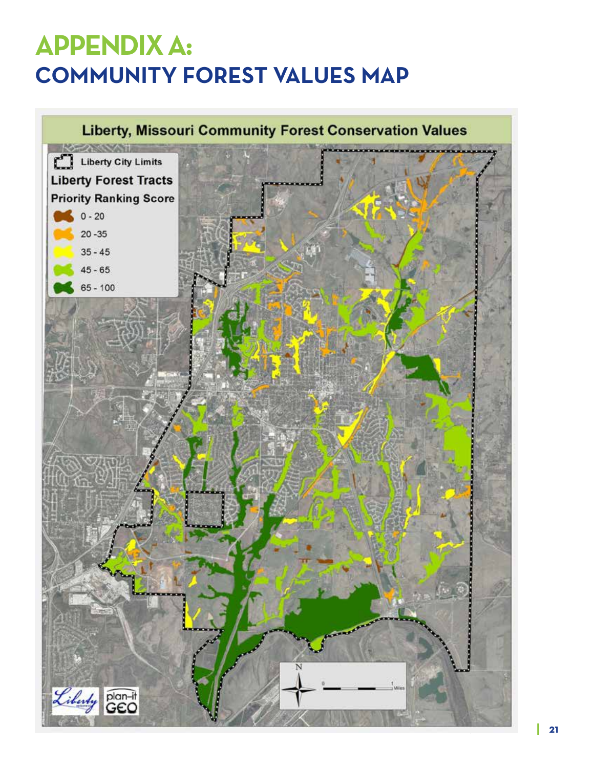# APPENDIX A:
## COMMUNITY FOREST VALUES MAP

Liberty, Missouri Community Forest Conservation Values

Liberty City Limits

Liberty Forest Tracts

Priority Ranking Score

- 0 - 20
- 20 -35
- 35 - 45
- 45 - 65
- 65 - 100

N

0 1 Miles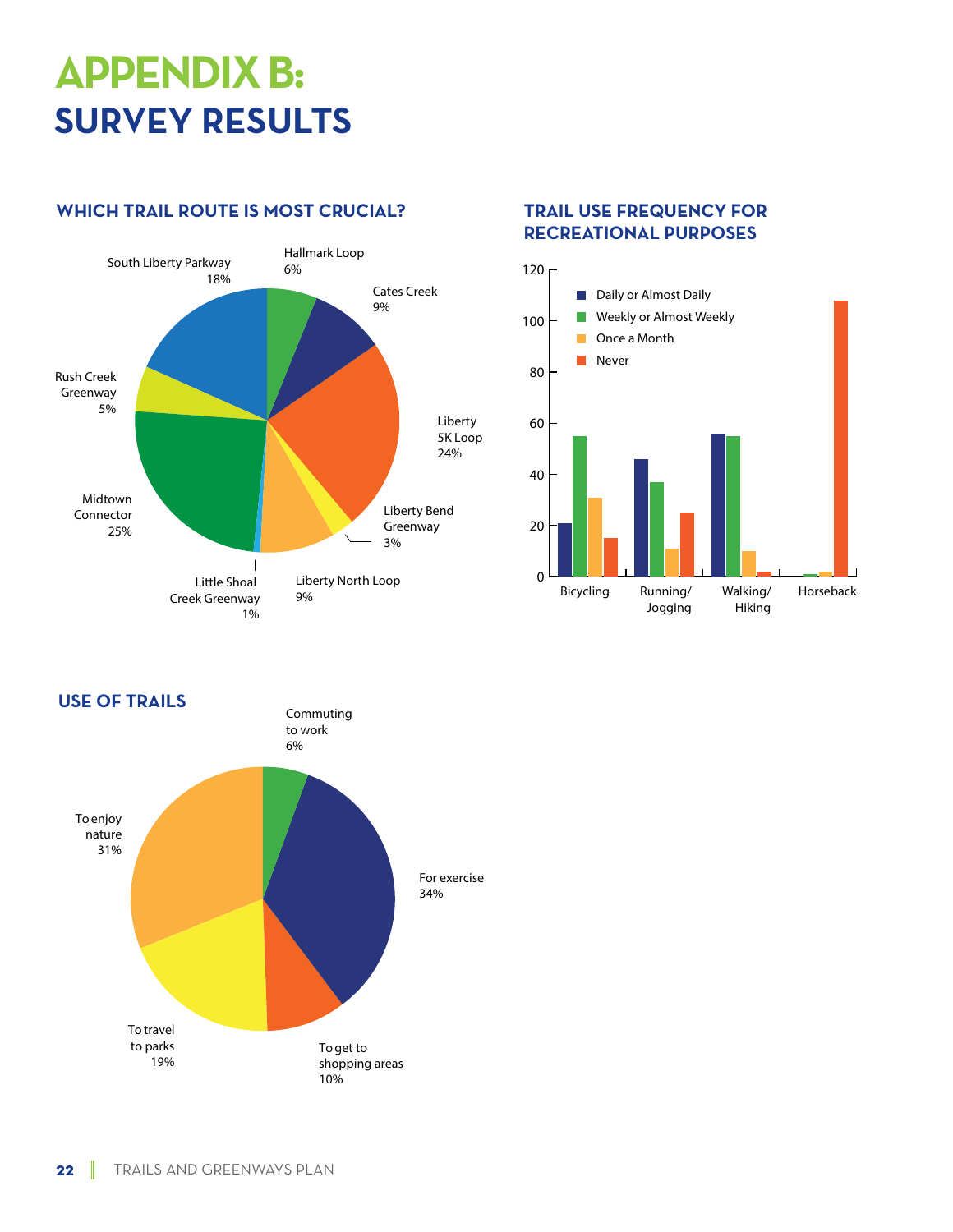# APPENDIX B: SURVEY RESULTS

### WHICH TRAIL ROUTE IS MOST CRUCIAL?

| Trail Route | Percentage |
| --- | --- |
| Hallmark Loop | 6% |
| Cates Creek | 9% |
| Liberty 5K Loop | 24% |
| Liberty Bend Greenway | 3% |
| Liberty North Loop | 9% |
| Little Shoal Creek Greenway | 1% |
| Midtown Connector | 25% |
| Rush Creek Greenway | 5% |
| South Liberty Parkway | 18% |

### TRAIL USE FREQUENCY FOR RECREATIONAL PURPOSES

| | Daily or Almost Daily | Weekly or Almost Weekly | Once a Month | Never |
| --- | --- | --- | --- | --- |
| Bicycling | 21 | 55 | 31 | 15 |
| Running/ Jogging | 46 | 37 | 11 | 25 |
| Walking/ Hiking | 56 | 55 | 10 | 2 |
| Horseback | 0 | 1 | 2 | 108 |

### USE OF TRAILS

| Use | Percentage |
| --- | --- |
| Commuting to work | 6% |
| For exercise | 34% |
| To get to shopping areas | 10% |
| To travel to parks | 19% |
| To enjoy nature | 31% |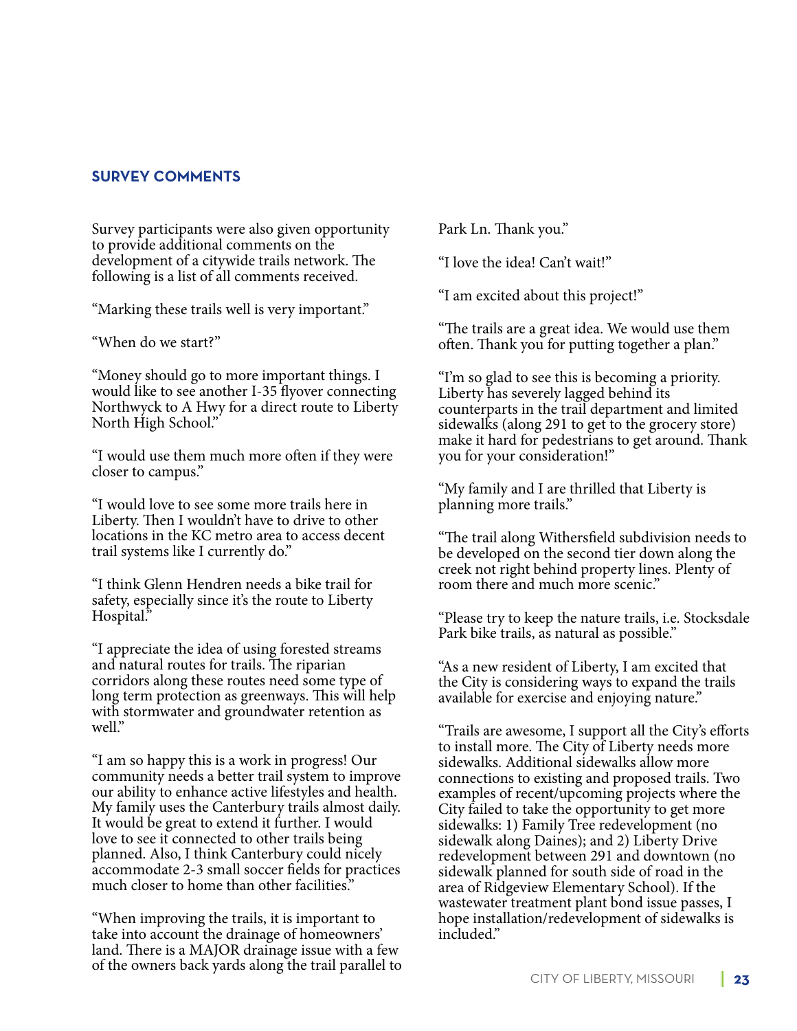## SURVEY COMMENTS

Survey participants were also given opportunity to provide additional comments on the development of a citywide trails network. The following is a list of all comments received.

"Marking these trails well is very important."

"When do we start?"

"Money should go to more important things. I would like to see another I-35 flyover connecting Northwyck to A Hwy for a direct route to Liberty North High School."

"I would use them much more often if they were closer to campus."

"I would love to see some more trails here in Liberty. Then I wouldn't have to drive to other locations in the KC metro area to access decent trail systems like I currently do."

"I think Glenn Hendren needs a bike trail for safety, especially since it's the route to Liberty Hospital."

"I appreciate the idea of using forested streams and natural routes for trails. The riparian corridors along these routes need some type of long term protection as greenways. This will help with stormwater and groundwater retention as well."

"I am so happy this is a work in progress! Our community needs a better trail system to improve our ability to enhance active lifestyles and health. My family uses the Canterbury trails almost daily. It would be great to extend it further. I would love to see it connected to other trails being planned. Also, I think Canterbury could nicely accommodate 2-3 small soccer fields for practices much closer to home than other facilities."

"When improving the trails, it is important to take into account the drainage of homeowners' land. There is a MAJOR drainage issue with a few of the owners back yards along the trail parallel to Park Ln. Thank you."

"I love the idea! Can't wait!"

"I am excited about this project!"

"The trails are a great idea. We would use them often. Thank you for putting together a plan."

"I'm so glad to see this is becoming a priority. Liberty has severely lagged behind its counterparts in the trail department and limited sidewalks (along 291 to get to the grocery store) make it hard for pedestrians to get around. Thank you for your consideration!"

"My family and I are thrilled that Liberty is planning more trails."

"The trail along Withersfield subdivision needs to be developed on the second tier down along the creek not right behind property lines. Plenty of room there and much more scenic."

"Please try to keep the nature trails, i.e. Stocksdale Park bike trails, as natural as possible."

"As a new resident of Liberty, I am excited that the City is considering ways to expand the trails available for exercise and enjoying nature."

"Trails are awesome, I support all the City's efforts to install more. The City of Liberty needs more sidewalks. Additional sidewalks allow more connections to existing and proposed trails. Two examples of recent/upcoming projects where the City failed to take the opportunity to get more sidewalks: 1) Family Tree redevelopment (no sidewalk along Daines); and 2) Liberty Drive redevelopment between 291 and downtown (no sidewalk planned for south side of road in the area of Ridgeview Elementary School). If the wastewater treatment plant bond issue passes, I hope installation/redevelopment of sidewalks is included."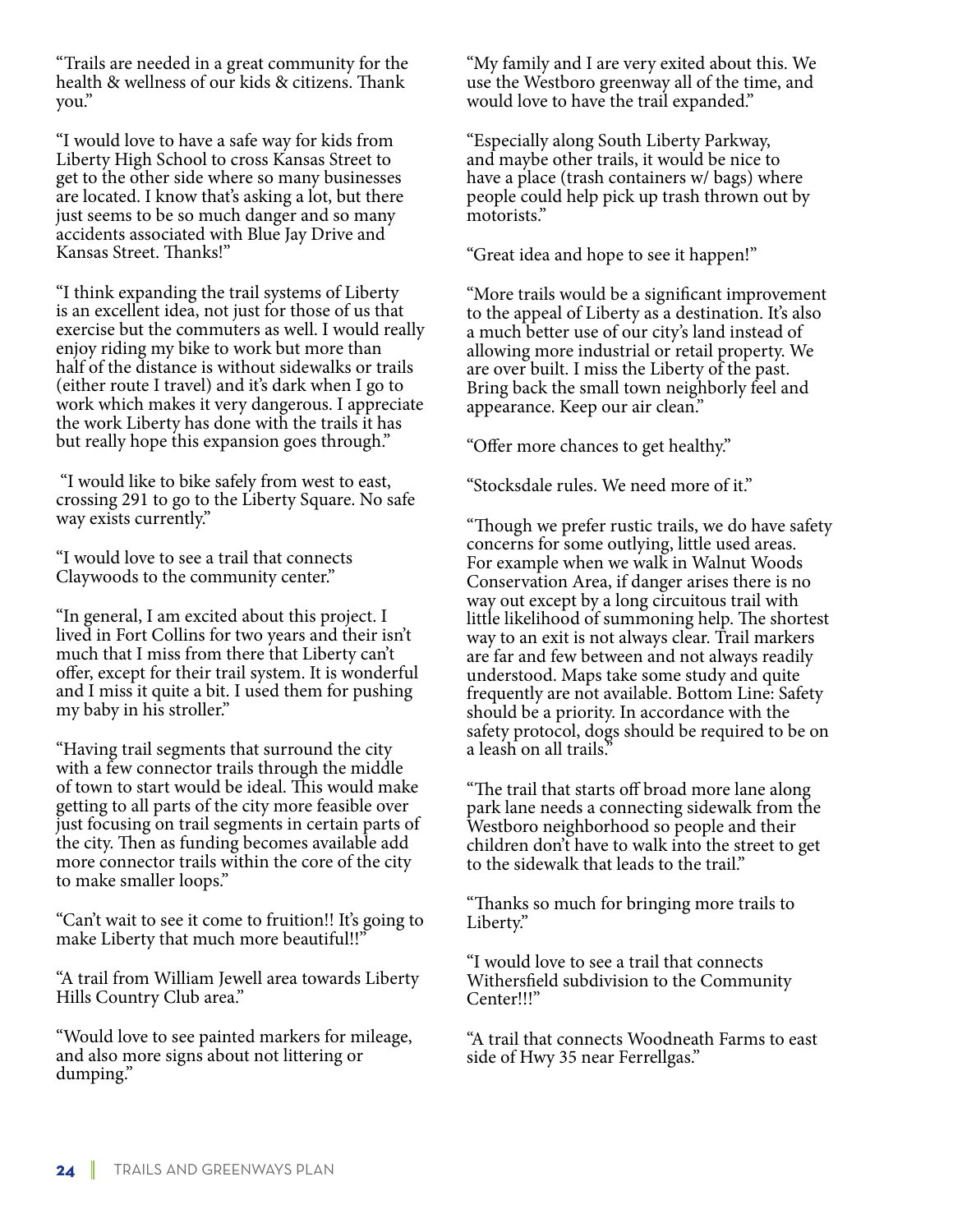"Trails are needed in a great community for the health & wellness of our kids & citizens. Thank you."

"I would love to have a safe way for kids from Liberty High School to cross Kansas Street to get to the other side where so many businesses are located. I know that's asking a lot, but there just seems to be so much danger and so many accidents associated with Blue Jay Drive and Kansas Street. Thanks!"

"I think expanding the trail systems of Liberty is an excellent idea, not just for those of us that exercise but the commuters as well. I would really enjoy riding my bike to work but more than half of the distance is without sidewalks or trails (either route I travel) and it's dark when I go to work which makes it very dangerous. I appreciate the work Liberty has done with the trails it has but really hope this expansion goes through."

"I would like to bike safely from west to east, crossing 291 to go to the Liberty Square. No safe way exists currently."

"I would love to see a trail that connects Claywoods to the community center."

"In general, I am excited about this project. I lived in Fort Collins for two years and their isn't much that I miss from there that Liberty can't offer, except for their trail system. It is wonderful and I miss it quite a bit. I used them for pushing my baby in his stroller."

"Having trail segments that surround the city with a few connector trails through the middle of town to start would be ideal. This would make getting to all parts of the city more feasible over just focusing on trail segments in certain parts of the city. Then as funding becomes available add more connector trails within the core of the city to make smaller loops."

"Can't wait to see it come to fruition!! It's going to make Liberty that much more beautiful!!"

"A trail from William Jewell area towards Liberty Hills Country Club area."

"Would love to see painted markers for mileage, and also more signs about not littering or dumping."

"My family and I are very exited about this. We use the Westboro greenway all of the time, and would love to have the trail expanded."

"Especially along South Liberty Parkway, and maybe other trails, it would be nice to have a place (trash containers w/ bags) where people could help pick up trash thrown out by motorists."

"Great idea and hope to see it happen!"

"More trails would be a significant improvement to the appeal of Liberty as a destination. It's also a much better use of our city's land instead of allowing more industrial or retail property. We are over built. I miss the Liberty of the past. Bring back the small town neighborly feel and appearance. Keep our air clean."

"Offer more chances to get healthy."

"Stocksdale rules. We need more of it."

"Though we prefer rustic trails, we do have safety concerns for some outlying, little used areas. For example when we walk in Walnut Woods Conservation Area, if danger arises there is no way out except by a long circuitous trail with little likelihood of summoning help. The shortest way to an exit is not always clear. Trail markers are far and few between and not always readily understood. Maps take some study and quite frequently are not available. Bottom Line: Safety should be a priority. In accordance with the safety protocol, dogs should be required to be on a leash on all trails."

"The trail that starts off broad more lane along park lane needs a connecting sidewalk from the Westboro neighborhood so people and their children don't have to walk into the street to get to the sidewalk that leads to the trail."

"Thanks so much for bringing more trails to Liberty."

"I would love to see a trail that connects Withersfield subdivision to the Community Center!!!"

"A trail that connects Woodneath Farms to east side of Hwy 35 near Ferrellgas."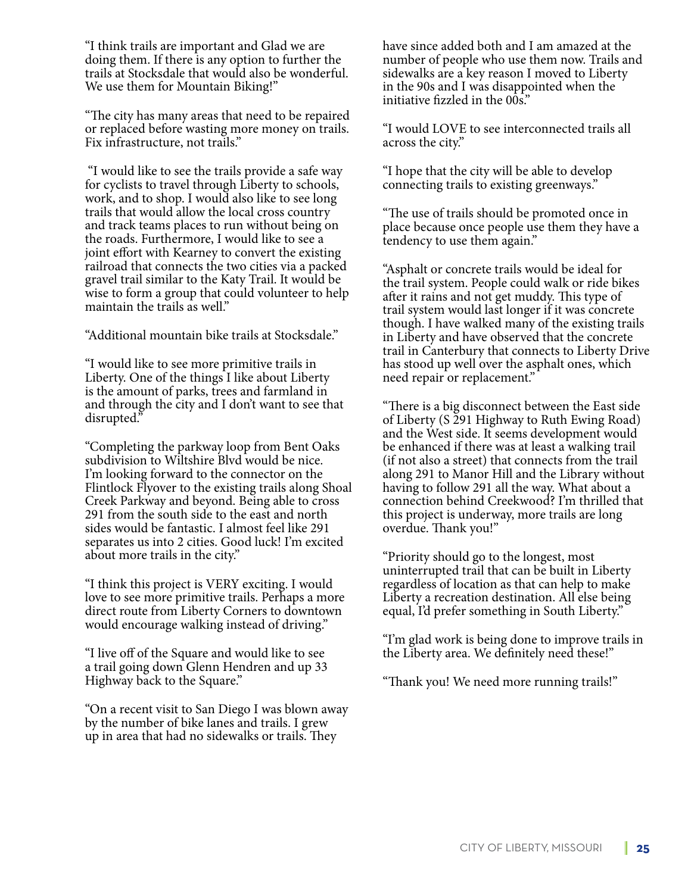"I think trails are important and Glad we are doing them. If there is any option to further the trails at Stocksdale that would also be wonderful. We use them for Mountain Biking!"

"The city has many areas that need to be repaired or replaced before wasting more money on trails. Fix infrastructure, not trails."

"I would like to see the trails provide a safe way for cyclists to travel through Liberty to schools, work, and to shop. I would also like to see long trails that would allow the local cross country and track teams places to run without being on the roads. Furthermore, I would like to see a joint effort with Kearney to convert the existing railroad that connects the two cities via a packed gravel trail similar to the Katy Trail. It would be wise to form a group that could volunteer to help maintain the trails as well."

"Additional mountain bike trails at Stocksdale."

"I would like to see more primitive trails in Liberty. One of the things I like about Liberty is the amount of parks, trees and farmland in and through the city and I don't want to see that disrupted."

"Completing the parkway loop from Bent Oaks subdivision to Wiltshire Blvd would be nice. I'm looking forward to the connector on the Flintlock Flyover to the existing trails along Shoal Creek Parkway and beyond. Being able to cross 291 from the south side to the east and north sides would be fantastic. I almost feel like 291 separates us into 2 cities. Good luck! I'm excited about more trails in the city."

"I think this project is VERY exciting. I would love to see more primitive trails. Perhaps a more direct route from Liberty Corners to downtown would encourage walking instead of driving."

"I live off of the Square and would like to see a trail going down Glenn Hendren and up 33 Highway back to the Square."

"On a recent visit to San Diego I was blown away by the number of bike lanes and trails. I grew up in area that had no sidewalks or trails. They have since added both and I am amazed at the number of people who use them now. Trails and sidewalks are a key reason I moved to Liberty in the 90s and I was disappointed when the initiative fizzled in the 00s."

"I would LOVE to see interconnected trails all across the city."

"I hope that the city will be able to develop connecting trails to existing greenways."

"The use of trails should be promoted once in place because once people use them they have a tendency to use them again."

"Asphalt or concrete trails would be ideal for the trail system. People could walk or ride bikes after it rains and not get muddy. This type of trail system would last longer if it was concrete though. I have walked many of the existing trails in Liberty and have observed that the concrete trail in Canterbury that connects to Liberty Drive has stood up well over the asphalt ones, which need repair or replacement."

"There is a big disconnect between the East side of Liberty (S 291 Highway to Ruth Ewing Road) and the West side. It seems development would be enhanced if there was at least a walking trail (if not also a street) that connects from the trail along 291 to Manor Hill and the Library without having to follow 291 all the way. What about a connection behind Creekwood? I'm thrilled that this project is underway, more trails are long overdue. Thank you!"

"Priority should go to the longest, most uninterrupted trail that can be built in Liberty regardless of location as that can help to make Liberty a recreation destination. All else being equal, I'd prefer something in South Liberty."

"I'm glad work is being done to improve trails in the Liberty area. We definitely need these!"

"Thank you! We need more running trails!"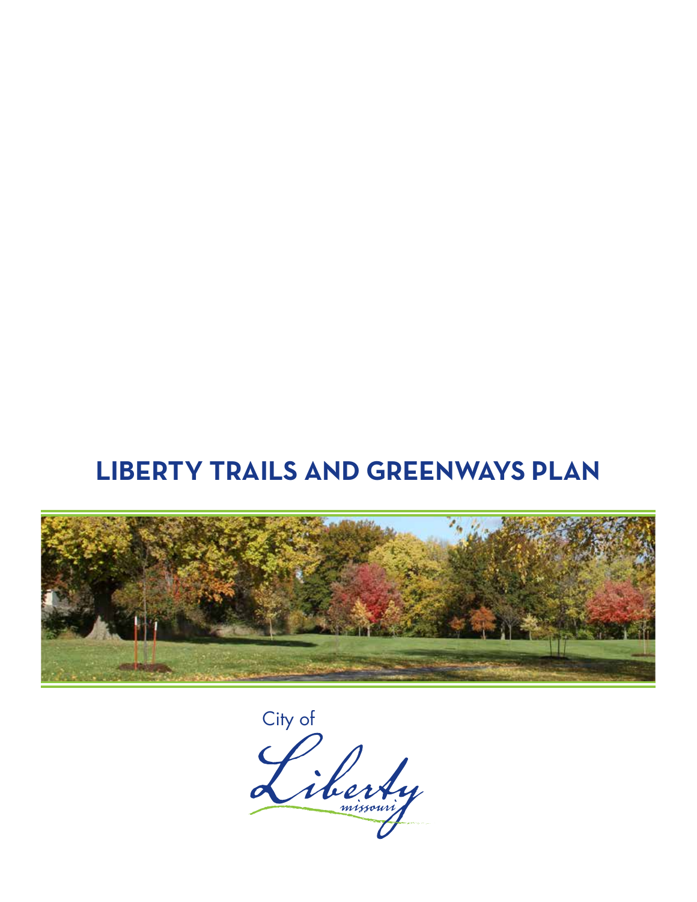# LIBERTY TRAILS AND GREENWAYS PLAN

City of

Liberty

missouri